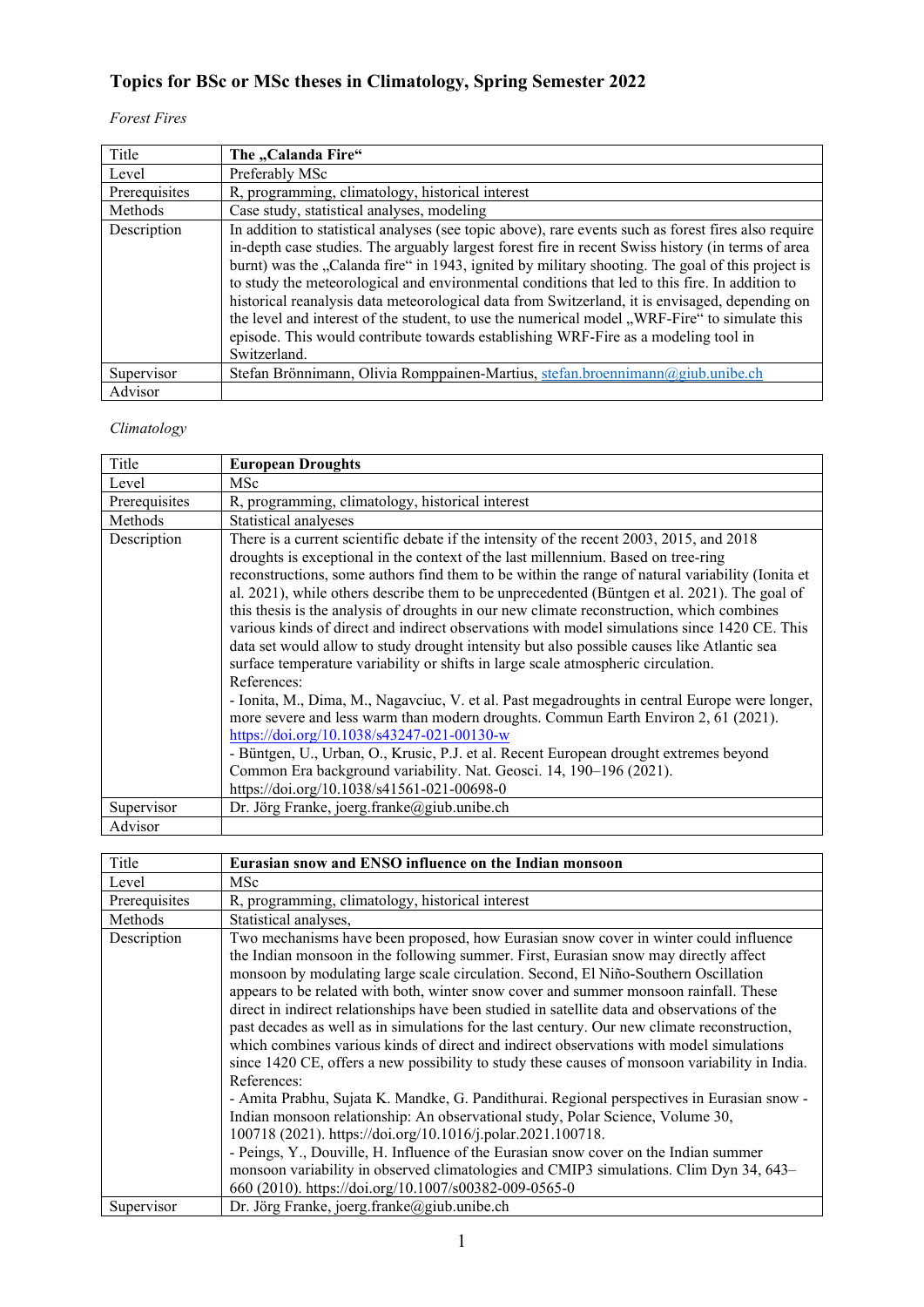# Topics for BSc or MSc theses in Climatology, Spring Semester 2022

*Forest Fires*

| Title | **The „Calanda Fire“** |
| --- | --- |
| Level | Preferably MSc |
| Prerequisites | R, programming, climatology, historical interest |
| Methods | Case study, statistical analyses, modeling |
| Description | In addition to statistical analyses (see topic above), rare events such as forest fires also require in-depth case studies. The arguably largest forest fire in recent Swiss history (in terms of area burnt) was the „Calanda fire“ in 1943, ignited by military shooting. The goal of this project is to study the meteorological and environmental conditions that led to this fire. In addition to historical reanalysis data meteorological data from Switzerland, it is envisaged, depending on the level and interest of the student, to use the numerical model „WRF-Fire“ to simulate this episode. This would contribute towards establishing WRF-Fire as a modeling tool in Switzerland. |
| Supervisor | Stefan Brönnimann, Olivia Romppainen-Martius, stefan.broennimann@giub.unibe.ch |
| Advisor | |

*Climatology*

| Title | **European Droughts** |
| --- | --- |
| Level | MSc |
| Prerequisites | R, programming, climatology, historical interest |
| Methods | Statistical analyses |
| Description | There is a current scientific debate if the intensity of the recent 2003, 2015, and 2018 droughts is exceptional in the context of the last millennium. Based on tree-ring reconstructions, some authors find them to be within the range of natural variability (Ionita et al. 2021), while others describe them to be unprecedented (Büntgen et al. 2021). The goal of this thesis is the analysis of droughts in our new climate reconstruction, which combines various kinds of direct and indirect observations with model simulations since 1420 CE. This data set would allow to study drought intensity but also possible causes like Atlantic sea surface temperature variability or shifts in large scale atmospheric circulation.<br>References:<br>- Ionita, M., Dima, M., Nagavciuc, V. et al. Past megadroughts in central Europe were longer, more severe and less warm than modern droughts. Commun Earth Environ 2, 61 (2021). https://doi.org/10.1038/s43247-021-00130-w<br>- Büntgen, U., Urban, O., Krusic, P.J. et al. Recent European drought extremes beyond Common Era background variability. Nat. Geosci. 14, 190–196 (2021). https://doi.org/10.1038/s41561-021-00698-0 |
| Supervisor | Dr. Jörg Franke, joerg.franke@giub.unibe.ch |
| Advisor | |

| Title | **Eurasian snow and ENSO influence on the Indian monsoon** |
| --- | --- |
| Level | MSc |
| Prerequisites | R, programming, climatology, historical interest |
| Methods | Statistical analyses, |
| Description | Two mechanisms have been proposed, how Eurasian snow cover in winter could influence the Indian monsoon in the following summer. First, Eurasian snow may directly affect monsoon by modulating large scale circulation. Second, El Niño-Southern Oscillation appears to be related with both, winter snow cover and summer monsoon rainfall. These direct in indirect relationships have been studied in satellite data and observations of the past decades as well as in simulations for the last century. Our new climate reconstruction, which combines various kinds of direct and indirect observations with model simulations since 1420 CE, offers a new possibility to study these causes of monsoon variability in India.<br>References:<br>- Amita Prabhu, Sujata K. Mandke, G. Pandithurai. Regional perspectives in Eurasian snow - Indian monsoon relationship: An observational study, Polar Science, Volume 30, 100718 (2021). https://doi.org/10.1016/j.polar.2021.100718.<br>- Peings, Y., Douville, H. Influence of the Eurasian snow cover on the Indian summer monsoon variability in observed climatologies and CMIP3 simulations. Clim Dyn 34, 643–660 (2010). https://doi.org/10.1007/s00382-009-0565-0 |
| Supervisor | Dr. Jörg Franke, joerg.franke@giub.unibe.ch |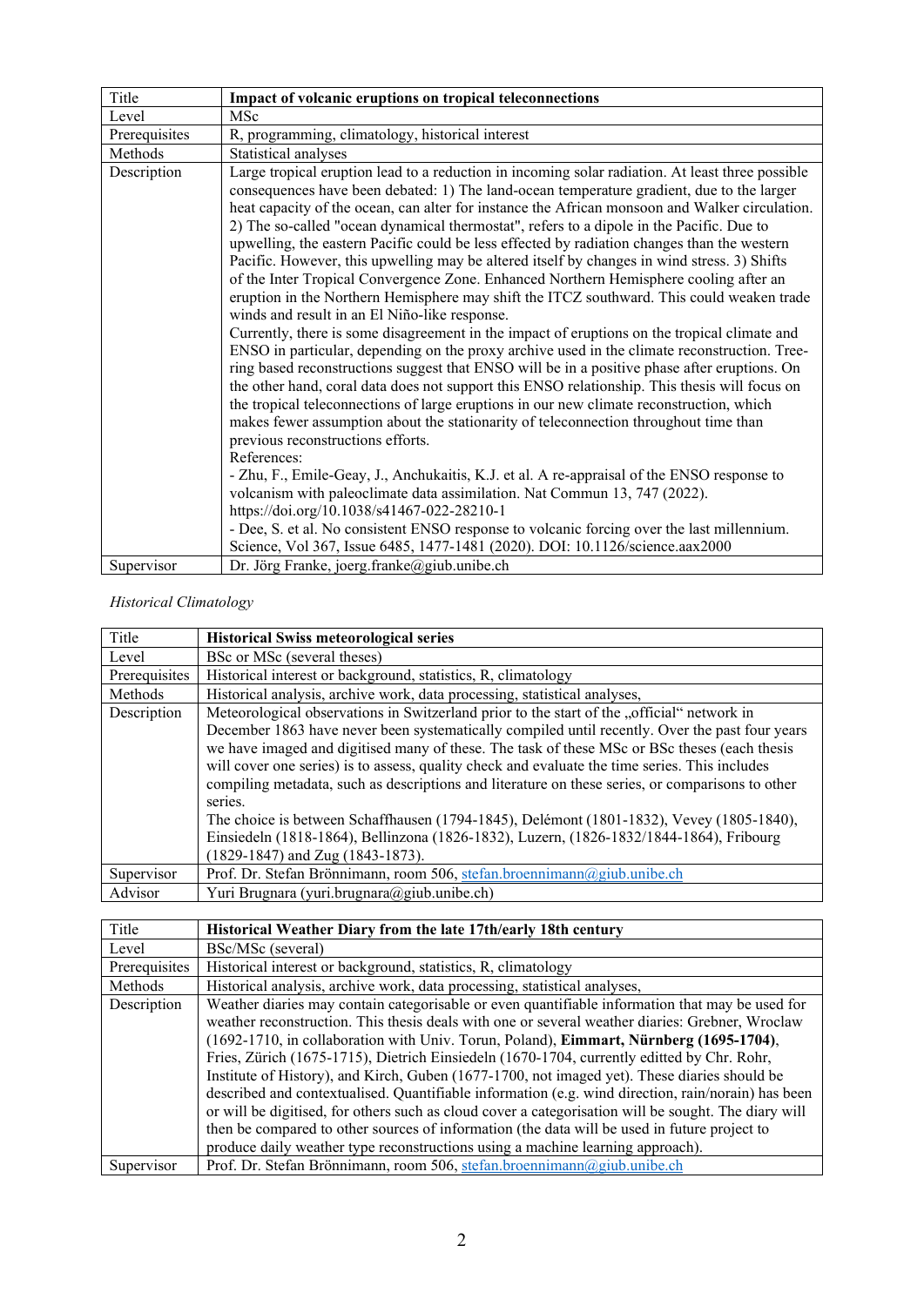| Title | **Impact of volcanic eruptions on tropical teleconnections** |
| --- | --- |
| Level | MSc |
| Prerequisites | R, programming, climatology, historical interest |
| Methods | Statistical analyses |
| Description | Large tropical eruption lead to a reduction in incoming solar radiation. At least three possible consequences have been debated: 1) The land-ocean temperature gradient, due to the larger heat capacity of the ocean, can alter for instance the African monsoon and Walker circulation. 2) The so-called "ocean dynamical thermostat", refers to a dipole in the Pacific. Due to upwelling, the eastern Pacific could be less effected by radiation changes than the western Pacific. However, this upwelling may be altered itself by changes in wind stress. 3) Shifts of the Inter Tropical Convergence Zone. Enhanced Northern Hemisphere cooling after an eruption in the Northern Hemisphere may shift the ITCZ southward. This could weaken trade winds and result in an El Niño-like response.<br>Currently, there is some disagreement in the impact of eruptions on the tropical climate and ENSO in particular, depending on the proxy archive used in the climate reconstruction. Tree-ring based reconstructions suggest that ENSO will be in a positive phase after eruptions. On the other hand, coral data does not support this ENSO relationship. This thesis will focus on the tropical teleconnections of large eruptions in our new climate reconstruction, which makes fewer assumption about the stationarity of teleconnection throughout time than previous reconstructions efforts.<br>References:<br>- Zhu, F., Emile-Geay, J., Anchukaitis, K.J. et al. A re-appraisal of the ENSO response to volcanism with paleoclimate data assimilation. Nat Commun 13, 747 (2022). https://doi.org/10.1038/s41467-022-28210-1<br>- Dee, S. et al. No consistent ENSO response to volcanic forcing over the last millennium. Science, Vol 367, Issue 6485, 1477-1481 (2020). DOI: 10.1126/science.aax2000 |
| Supervisor | Dr. Jörg Franke, joerg.franke@giub.unibe.ch |

*Historical Climatology*

| Title | **Historical Swiss meteorological series** |
| --- | --- |
| Level | BSc or MSc (several theses) |
| Prerequisites | Historical interest or background, statistics, R, climatology |
| Methods | Historical analysis, archive work, data processing, statistical analyses, |
| Description | Meteorological observations in Switzerland prior to the start of the „official" network in December 1863 have never been systematically compiled until recently. Over the past four years we have imaged and digitised many of these. The task of these MSc or BSc theses (each thesis will cover one series) is to assess, quality check and evaluate the time series. This includes compiling metadata, such as descriptions and literature on these series, or comparisons to other series.<br>The choice is between Schaffhausen (1794-1845), Delémont (1801-1832), Vevey (1805-1840), Einsiedeln (1818-1864), Bellinzona (1826-1832), Luzern, (1826-1832/1844-1864), Fribourg (1829-1847) and Zug (1843-1873). |
| Supervisor | Prof. Dr. Stefan Brönnimann, room 506, stefan.broennimann@giub.unibe.ch |
| Advisor | Yuri Brugnara (yuri.brugnara@giub.unibe.ch) |

| Title | **Historical Weather Diary from the late 17th/early 18th century** |
| --- | --- |
| Level | BSc/MSc (several) |
| Prerequisites | Historical interest or background, statistics, R, climatology |
| Methods | Historical analysis, archive work, data processing, statistical analyses, |
| Description | Weather diaries may contain categorisable or even quantifiable information that may be used for weather reconstruction. This thesis deals with one or several weather diaries: Grebner, Wroclaw (1692-1710, in collaboration with Univ. Torun, Poland), **Eimmart, Nürnberg (1695-1704)**, Fries, Zürich (1675-1715), Dietrich Einsiedeln (1670-1704, currently editted by Chr. Rohr, Institute of History), and Kirch, Guben (1677-1700, not imaged yet). These diaries should be described and contextualised. Quantifiable information (e.g. wind direction, rain/norain) has been or will be digitised, for others such as cloud cover a categorisation will be sought. The diary will then be compared to other sources of information (the data will be used in future project to produce daily weather type reconstructions using a machine learning approach). |
| Supervisor | Prof. Dr. Stefan Brönnimann, room 506, stefan.broennimann@giub.unibe.ch |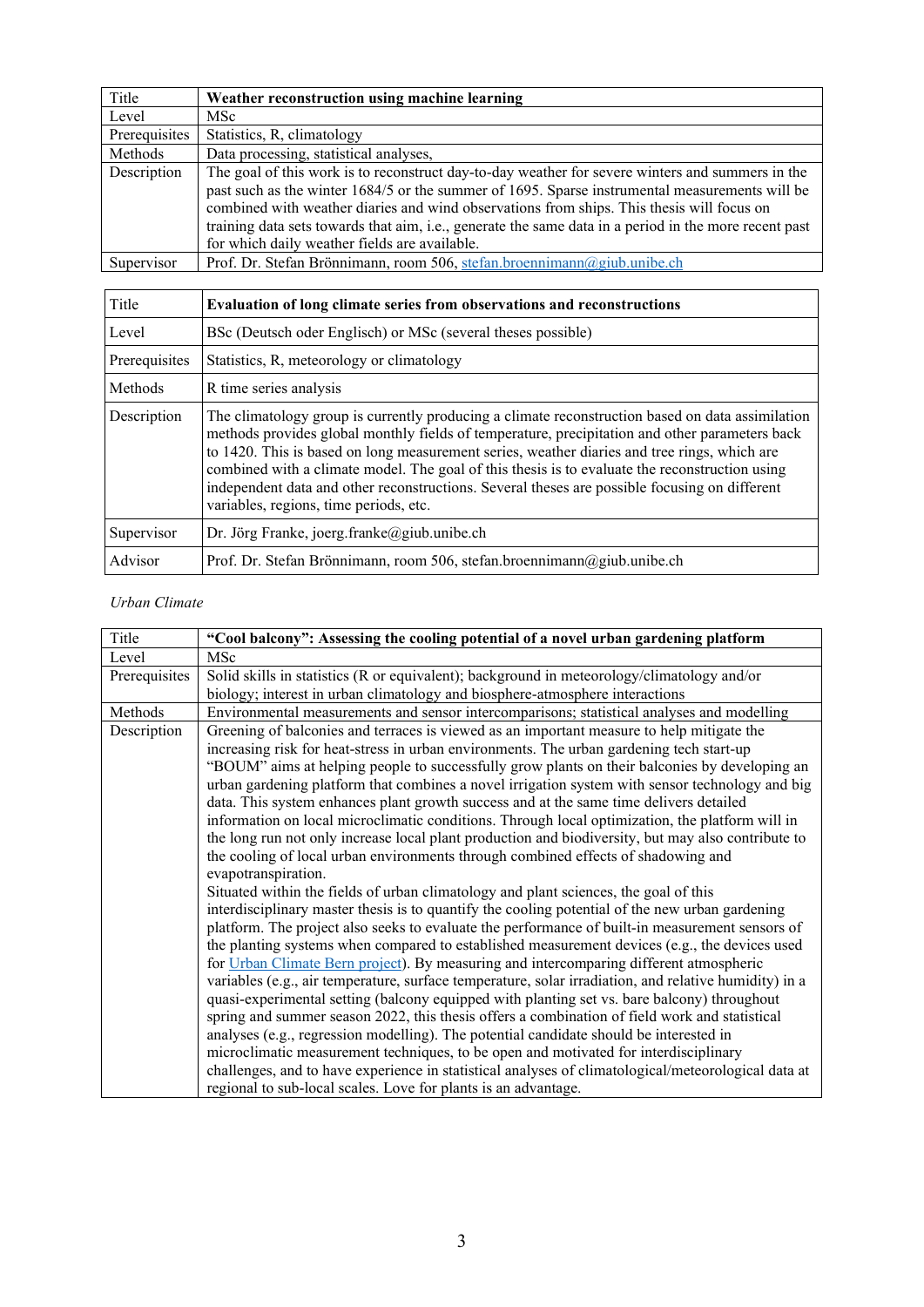| Title | **Weather reconstruction using machine learning** |
| --- | --- |
| Level | MSc |
| Prerequisites | Statistics, R, climatology |
| Methods | Data processing, statistical analyses, |
| Description | The goal of this work is to reconstruct day-to-day weather for severe winters and summers in the past such as the winter 1684/5 or the summer of 1695. Sparse instrumental measurements will be combined with weather diaries and wind observations from ships. This thesis will focus on training data sets towards that aim, i.e., generate the same data in a period in the more recent past for which daily weather fields are available. |
| Supervisor | Prof. Dr. Stefan Brönnimann, room 506, [stefan.broennimann@giub.unibe.ch](mailto:stefan.broennimann@giub.unibe.ch) |

| Title | **Evaluation of long climate series from observations and reconstructions** |
| --- | --- |
| Level | BSc (Deutsch oder Englisch) or MSc (several theses possible) |
| Prerequisites | Statistics, R, meteorology or climatology |
| Methods | R time series analysis |
| Description | The climatology group is currently producing a climate reconstruction based on data assimilation methods provides global monthly fields of temperature, precipitation and other parameters back to 1420. This is based on long measurement series, weather diaries and tree rings, which are combined with a climate model. The goal of this thesis is to evaluate the reconstruction using independent data and other reconstructions. Several theses are possible focusing on different variables, regions, time periods, etc. |
| Supervisor | Dr. Jörg Franke, joerg.franke@giub.unibe.ch |
| Advisor | Prof. Dr. Stefan Brönnimann, room 506, stefan.broennimann@giub.unibe.ch |

*Urban Climate*

| Title | **"Cool balcony": Assessing the cooling potential of a novel urban gardening platform** |
| --- | --- |
| Level | MSc |
| Prerequisites | Solid skills in statistics (R or equivalent); background in meteorology/climatology and/or biology; interest in urban climatology and biosphere-atmosphere interactions |
| Methods | Environmental measurements and sensor intercomparisons; statistical analyses and modelling |
| Description | Greening of balconies and terraces is viewed as an important measure to help mitigate the increasing risk for heat-stress in urban environments. The urban gardening tech start-up "BOUM" aims at helping people to successfully grow plants on their balconies by developing an urban gardening platform that combines a novel irrigation system with sensor technology and big data. This system enhances plant growth success and at the same time delivers detailed information on local microclimatic conditions. Through local optimization, the platform will in the long run not only increase local plant production and biodiversity, but may also contribute to the cooling of local urban environments through combined effects of shadowing and evapotranspiration.<br>Situated within the fields of urban climatology and plant sciences, the goal of this interdisciplinary master thesis is to quantify the cooling potential of the new urban gardening platform. The project also seeks to evaluate the performance of built-in measurement sensors of the planting systems when compared to established measurement devices (e.g., the devices used for Urban Climate Bern project). By measuring and intercomparing different atmospheric variables (e.g., air temperature, surface temperature, solar irradiation, and relative humidity) in a quasi-experimental setting (balcony equipped with planting set vs. bare balcony) throughout spring and summer season 2022, this thesis offers a combination of field work and statistical analyses (e.g., regression modelling). The potential candidate should be interested in microclimatic measurement techniques, to be open and motivated for interdisciplinary challenges, and to have experience in statistical analyses of climatological/meteorological data at regional to sub-local scales. Love for plants is an advantage. |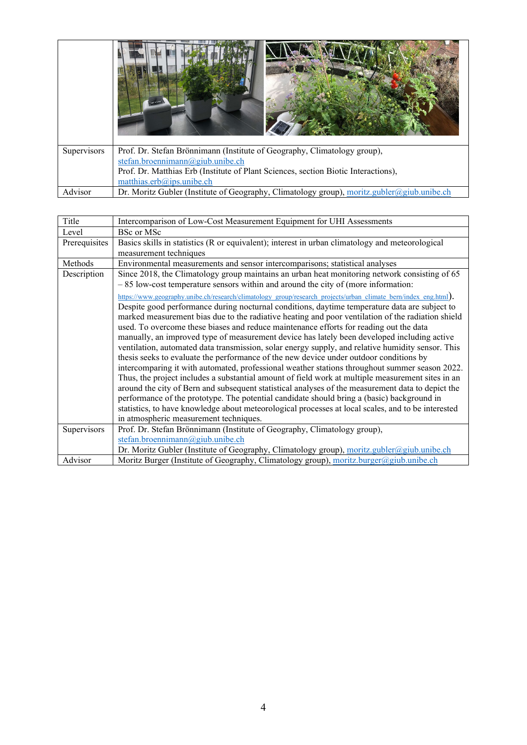| | |
|---|---|
| | |
| Supervisors | Prof. Dr. Stefan Brönnimann (Institute of Geography, Climatology group), stefan.broennimann@giub.unibe.ch<br>Prof. Dr. Matthias Erb (Institute of Plant Sciences, section Biotic Interactions), matthias.erb@ips.unibe.ch |
| Advisor | Dr. Moritz Gubler (Institute of Geography, Climatology group), moritz.gubler@giub.unibe.ch |

| | |
|---|---|
| Title | Intercomparison of Low-Cost Measurement Equipment for UHI Assessments |
| Level | BSc or MSc |
| Prerequisites | Basics skills in statistics (R or equivalent); interest in urban climatology and meteorological measurement techniques |
| Methods | Environmental measurements and sensor intercomparisons; statistical analyses |
| Description | Since 2018, the Climatology group maintains an urban heat monitoring network consisting of 65 – 85 low-cost temperature sensors within and around the city of (more information: https://www.geography.unibe.ch/research/climatology_group/research_projects/urban_climate_bern/index_eng.html). Despite good performance during nocturnal conditions, daytime temperature data are subject to marked measurement bias due to the radiative heating and poor ventilation of the radiation shield used. To overcome these biases and reduce maintenance efforts for reading out the data manually, an improved type of measurement device has lately been developed including active ventilation, automated data transmission, solar energy supply, and relative humidity sensor. This thesis seeks to evaluate the performance of the new device under outdoor conditions by intercomparing it with automated, professional weather stations throughout summer season 2022. Thus, the project includes a substantial amount of field work at multiple measurement sites in an around the city of Bern and subsequent statistical analyses of the measurement data to depict the performance of the prototype. The potential candidate should bring a (basic) background in statistics, to have knowledge about meteorological processes at local scales, and to be interested in atmospheric measurement techniques. |
| Supervisors | Prof. Dr. Stefan Brönnimann (Institute of Geography, Climatology group), stefan.broennimann@giub.unibe.ch<br>Dr. Moritz Gubler (Institute of Geography, Climatology group), moritz.gubler@giub.unibe.ch |
| Advisor | Moritz Burger (Institute of Geography, Climatology group), moritz.burger@giub.unibe.ch |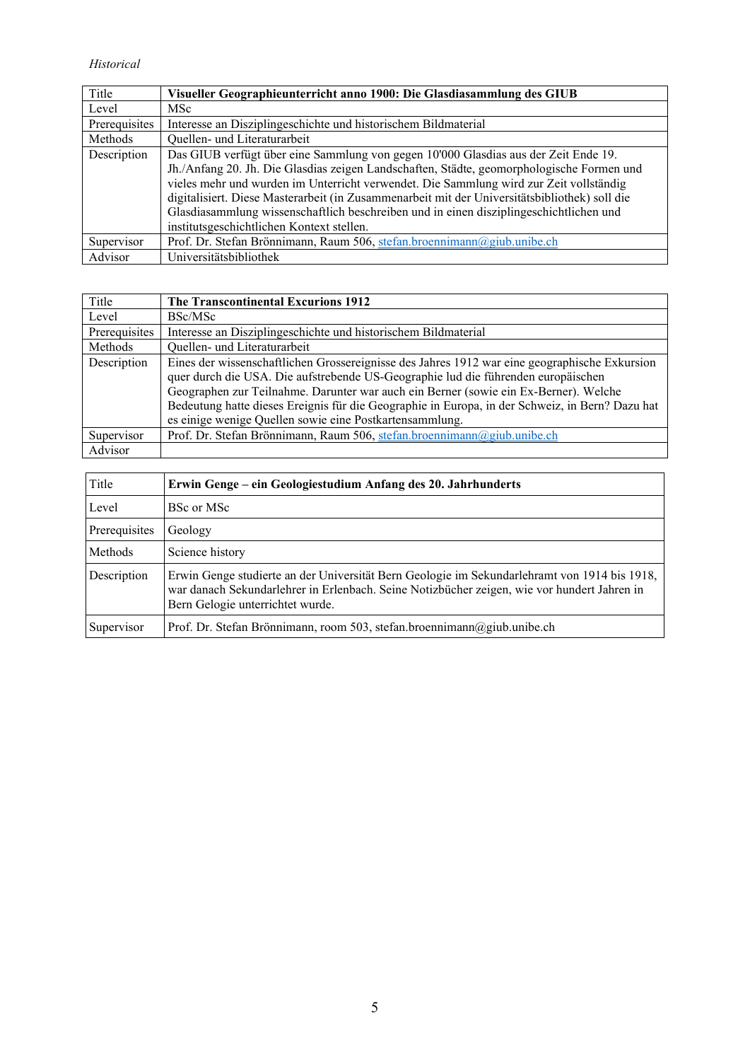*Historical*

| | |
|---|---|
| Title | **Visueller Geographieunterricht anno 1900: Die Glasdiasammlung des GIUB** |
| Level | MSc |
| Prerequisites | Interesse an Disziplingeschichte und historischem Bildmaterial |
| Methods | Quellen- und Literaturarbeit |
| Description | Das GIUB verfügt über eine Sammlung von gegen 10'000 Glasdias aus der Zeit Ende 19. Jh./Anfang 20. Jh. Die Glasdias zeigen Landschaften, Städte, geomorphologische Formen und vieles mehr und wurden im Unterricht verwendet. Die Sammlung wird zur Zeit vollständig digitalisiert. Diese Masterarbeit (in Zusammenarbeit mit der Universitätsbibliothek) soll die Glasdiasammlung wissenschaftlich beschreiben und in einen disziplingeschichtlichen und institutsgeschichtlichen Kontext stellen. |
| Supervisor | Prof. Dr. Stefan Brönnimann, Raum 506, stefan.broennimann@giub.unibe.ch |
| Advisor | Universitätsbibliothek |

| | |
|---|---|
| Title | **The Transcontinental Excurions 1912** |
| Level | BSc/MSc |
| Prerequisites | Interesse an Disziplingeschichte und historischem Bildmaterial |
| Methods | Quellen- und Literaturarbeit |
| Description | Eines der wissenschaftlichen Grossereignisse des Jahres 1912 war eine geographische Exkursion quer durch die USA. Die aufstrebende US-Geographie lud die führenden europäischen Geographen zur Teilnahme. Darunter war auch ein Berner (sowie ein Ex-Berner). Welche Bedeutung hatte dieses Ereignis für die Geographie in Europa, in der Schweiz, in Bern? Dazu hat es einige wenige Quellen sowie eine Postkartensammlung. |
| Supervisor | Prof. Dr. Stefan Brönnimann, Raum 506, stefan.broennimann@giub.unibe.ch |
| Advisor | |

| | |
|---|---|
| Title | **Erwin Genge – ein Geologiestudium Anfang des 20. Jahrhunderts** |
| Level | BSc or MSc |
| Prerequisites | Geology |
| Methods | Science history |
| Description | Erwin Genge studierte an der Universität Bern Geologie im Sekundarlehramt von 1914 bis 1918, war danach Sekundarlehrer in Erlenbach. Seine Notizbücher zeigen, wie vor hundert Jahren in Bern Gelogie unterrichtet wurde. |
| Supervisor | Prof. Dr. Stefan Brönnimann, room 503, stefan.broennimann@giub.unibe.ch |